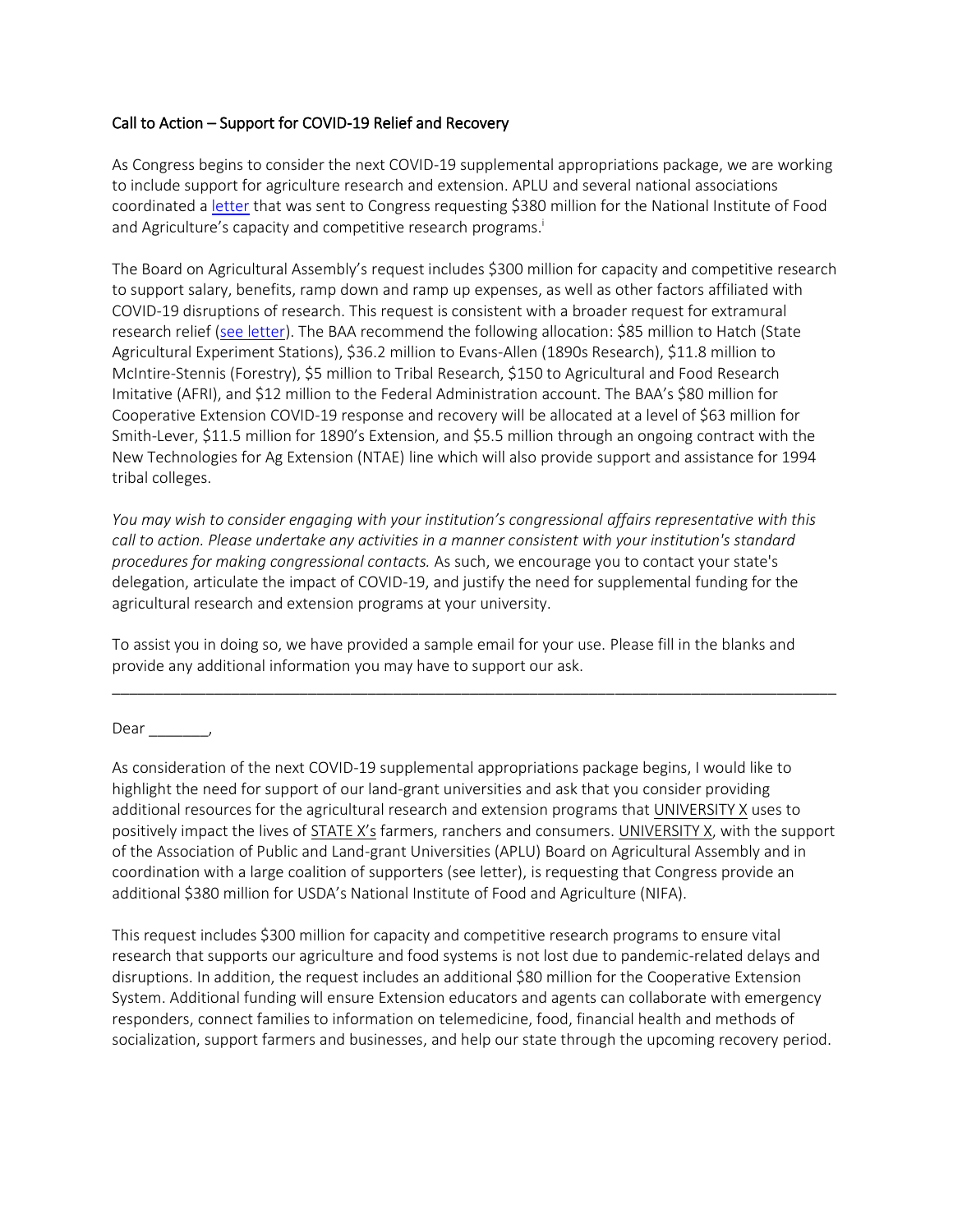## Call to Action – Support for COVID-19 Relief and Recovery

As Congress begins to consider the next COVID-19 supplemental appropriations package, we are working to include support for agriculture research and extension. APLU and several national associations coordinated a letter that was sent to Congress requesting $380 million for the National Institute of Food and Agriculture's capacity and competitive research programs.[i]

The Board on Agricultural Assembly's request includes $300 million for capacity and competitive research to support salary, benefits, ramp down and ramp up expenses, as well as other factors affiliated with COVID-19 disruptions of research. This request is consistent with a broader request for extramural research relief (see letter). The BAA recommend the following allocation: $85 million to Hatch (State Agricultural Experiment Stations), $36.2 million to Evans-Allen (1890s Research), $11.8 million to McIntire-Stennis (Forestry), $5 million to Tribal Research, $150 to Agricultural and Food Research Imitative (AFRI), and $12 million to the Federal Administration account. The BAA's $80 million for Cooperative Extension COVID-19 response and recovery will be allocated at a level of $63 million for Smith-Lever, $11.5 million for 1890's Extension, and $5.5 million through an ongoing contract with the New Technologies for Ag Extension (NTAE) line which will also provide support and assistance for 1994 tribal colleges.

*You may wish to consider engaging with your institution's congressional affairs representative with this call to action. Please undertake any activities in a manner consistent with your institution's standard procedures for making congressional contacts.* As such, we encourage you to contact your state's delegation, articulate the impact of COVID-19, and justify the need for supplemental funding for the agricultural research and extension programs at your university.

To assist you in doing so, we have provided a sample email for your use. Please fill in the blanks and provide any additional information you may have to support our ask.

---

Dear _______,

As consideration of the next COVID-19 supplemental appropriations package begins, I would like to highlight the need for support of our land-grant universities and ask that you consider providing additional resources for the agricultural research and extension programs that UNIVERSITY X uses to positively impact the lives of STATE X's farmers, ranchers and consumers. UNIVERSITY X, with the support of the Association of Public and Land-grant Universities (APLU) Board on Agricultural Assembly and in coordination with a large coalition of supporters (see letter), is requesting that Congress provide an additional $380 million for USDA's National Institute of Food and Agriculture (NIFA).

This request includes $300 million for capacity and competitive research programs to ensure vital research that supports our agriculture and food systems is not lost due to pandemic-related delays and disruptions. In addition, the request includes an additional $80 million for the Cooperative Extension System. Additional funding will ensure Extension educators and agents can collaborate with emergency responders, connect families to information on telemedicine, food, financial health and methods of socialization, support farmers and businesses, and help our state through the upcoming recovery period.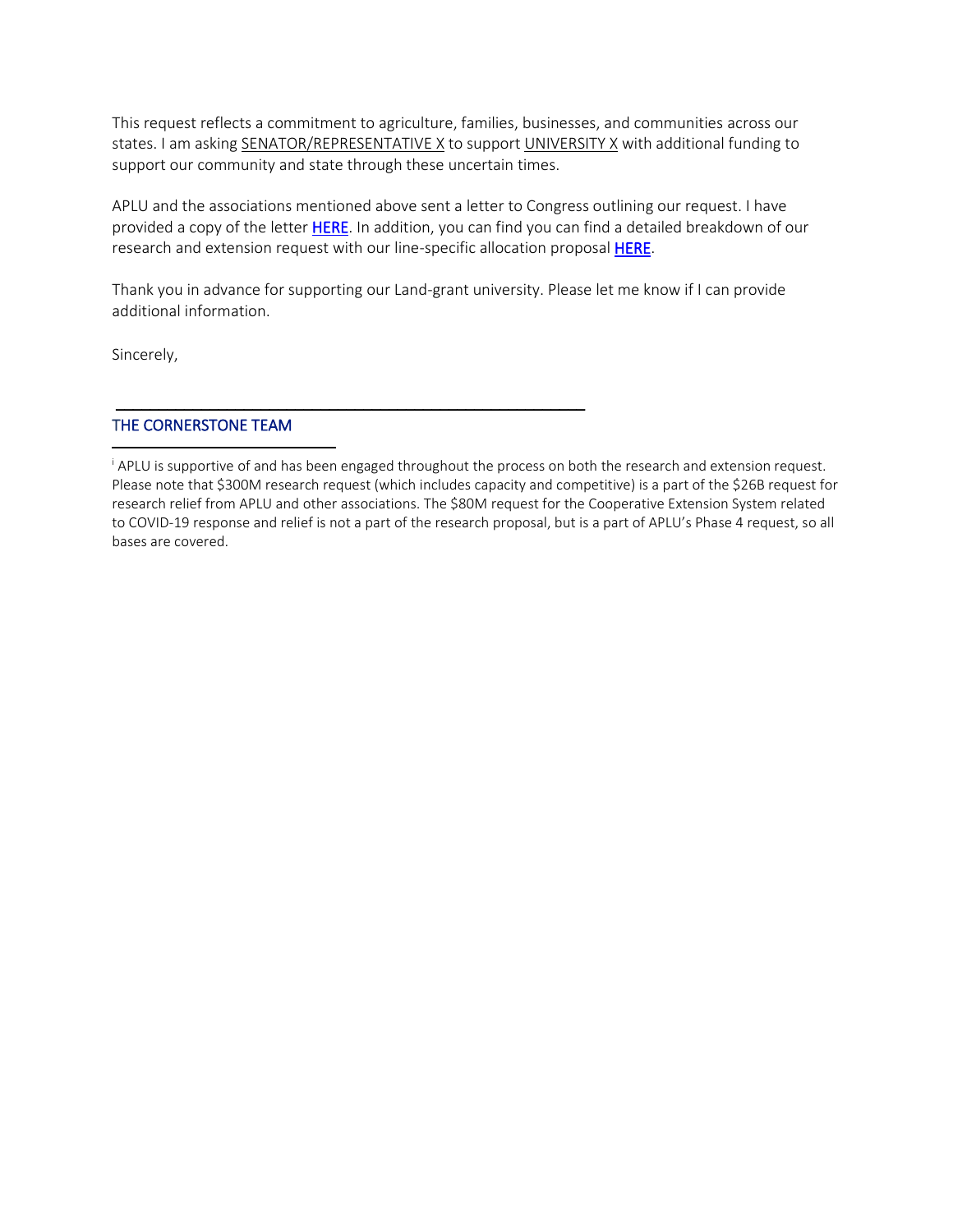This request reflects a commitment to agriculture, families, businesses, and communities across our states. I am asking SENATOR/REPRESENTATIVE X to support UNIVERSITY X with additional funding to support our community and state through these uncertain times.

APLU and the associations mentioned above sent a letter to Congress outlining our request. I have provided a copy of the letter **HERE**. In addition, you can find you can find a detailed breakdown of our research and extension request with our line-specific allocation proposal **HERE**.

Thank you in advance for supporting our Land-grant university. Please let me know if I can provide additional information.

Sincerely,

---

THE CORNERSTONE TEAM

---

[i] APLU is supportive of and has been engaged throughout the process on both the research and extension request. Please note that $300M research request (which includes capacity and competitive) is a part of the $26B request for research relief from APLU and other associations. The $80M request for the Cooperative Extension System related to COVID-19 response and relief is not a part of the research proposal, but is a part of APLU's Phase 4 request, so all bases are covered.